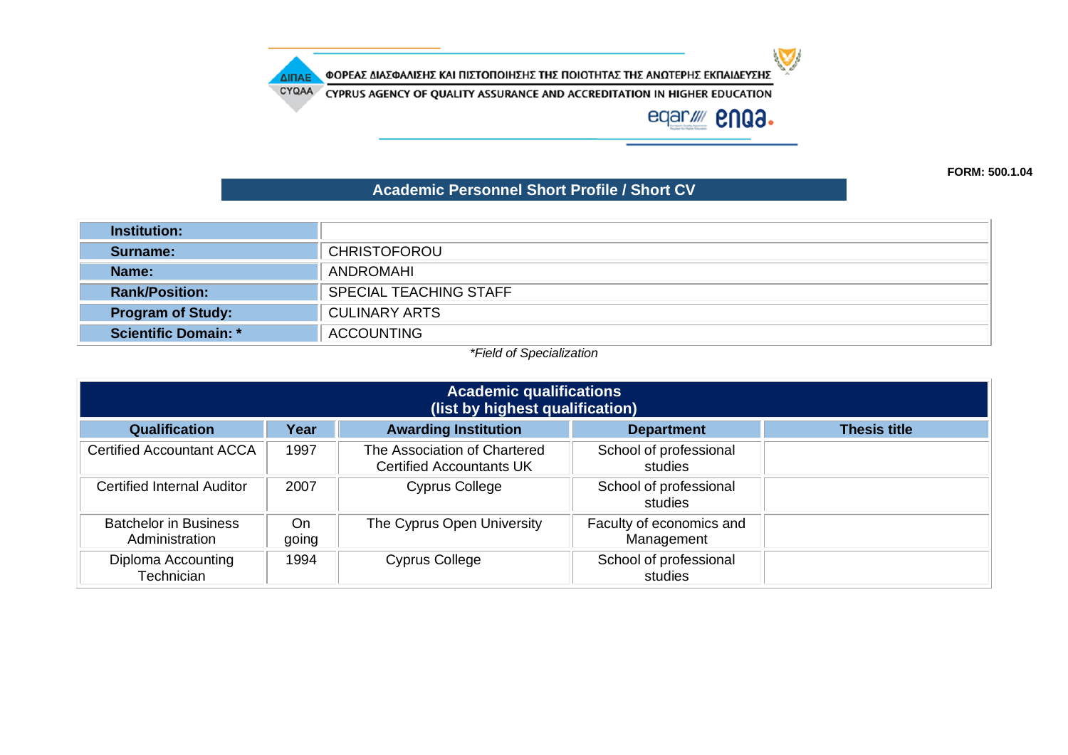ΦΟΡΕΑΣ ΔΙΑΣΦΑΛΙΣΗΣ ΚΑΙ ΠΙΣΤΟΠΟΙΗΣΗΣ ΤΗΣ ΠΟΙΟΤΗΤΑΣ ΤΗΣ ΑΝΩΤΕΡΗΣ ΕΚΠΑΙΔΕΥΣΗΣ

CYPRUS AGENCY OF QUALITY ASSURANCE AND ACCREDITATION IN HIGHER EDUCATION

**FORM: 500.1.04**

## Academic Personnel Short Profile / Short CV

| | |
|---|---|
| **Institution:** | |
| **Surname:** | CHRISTOFOROU |
| **Name:** | ANDROMAHI |
| **Rank/Position:** | SPECIAL TEACHING STAFF |
| **Program of Study:** | CULINARY ARTS |
| **Scientific Domain: *** | ACCOUNTING |

*\*Field of Specialization*

**Academic qualifications (list by highest qualification)**

| Qualification | Year | Awarding Institution | Department | Thesis title |
|---|---|---|---|---|
| Certified Accountant ACCA | 1997 | The Association of Chartered Certified Accountants UK | School of professional studies | |
| Certified Internal Auditor | 2007 | Cyprus College | School of professional studies | |
| Batchelor in Business Administration | On going | The Cyprus Open University | Faculty of economics and Management | |
| Diploma Accounting Technician | 1994 | Cyprus College | School of professional studies | |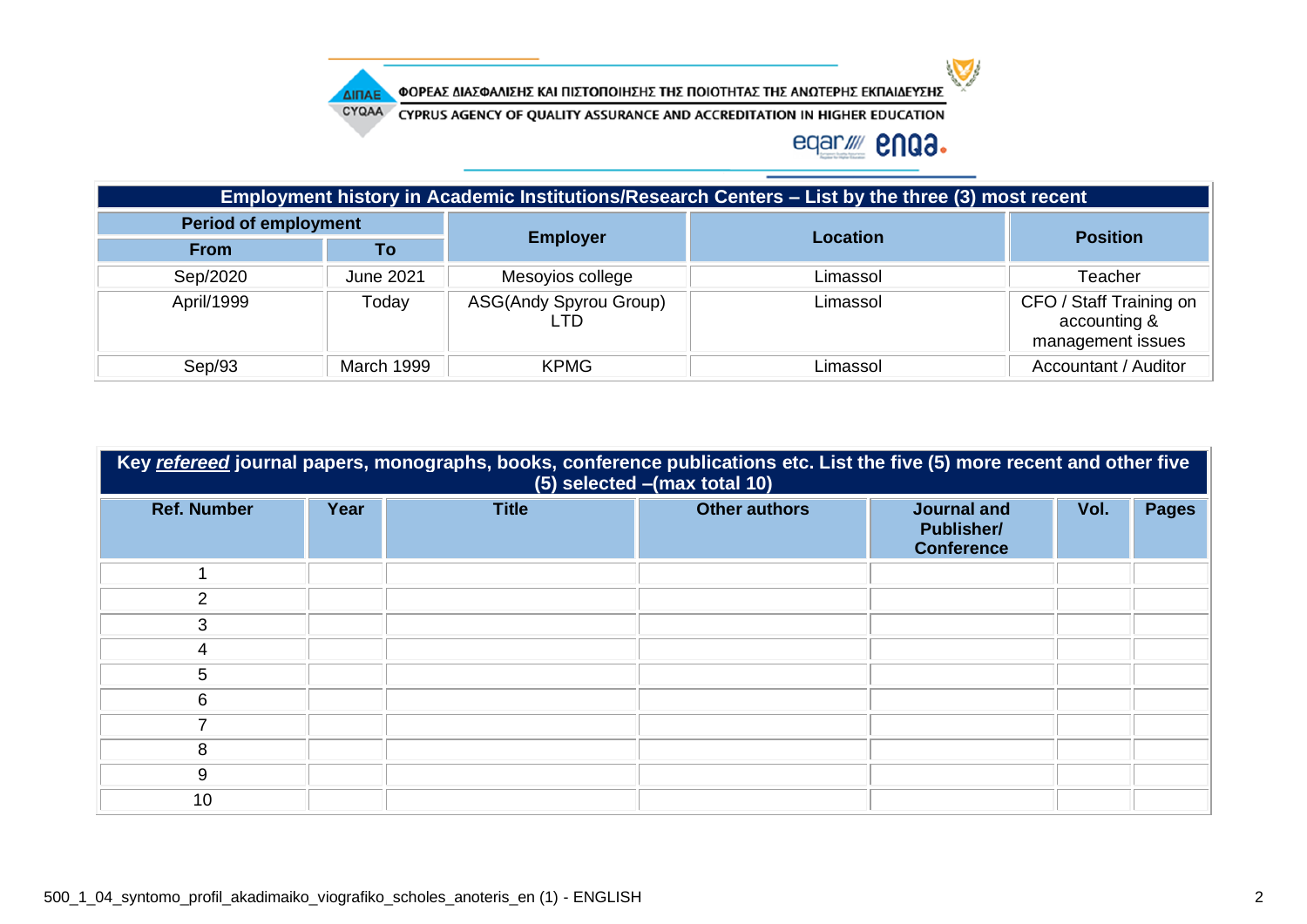| Employment history in Academic Institutions/Research Centers – List by the three (3) most recent | | | | |
|---|---|---|---|---|
| Period of employment | | Employer | Location | Position |
| From | To | | | |
| Sep/2020 | June 2021 | Mesoyios college | Limassol | Teacher |
| April/1999 | Today | ASG(Andy Spyrou Group) LTD | Limassol | CFO / Staff Training on accounting & management issues |
| Sep/93 | March 1999 | KPMG | Limassol | Accountant / Auditor |

| Key ***refereed*** journal papers, monographs, books, conference publications etc. List the five (5) more recent and other five (5) selected –(max total 10) | | | | | | |
|---|---|---|---|---|---|---|
| Ref. Number | Year | Title | Other authors | Journal and Publisher/ Conference | Vol. | Pages |
| 1 | | | | | | |
| 2 | | | | | | |
| 3 | | | | | | |
| 4 | | | | | | |
| 5 | | | | | | |
| 6 | | | | | | |
| 7 | | | | | | |
| 8 | | | | | | |
| 9 | | | | | | |
| 10 | | | | | | |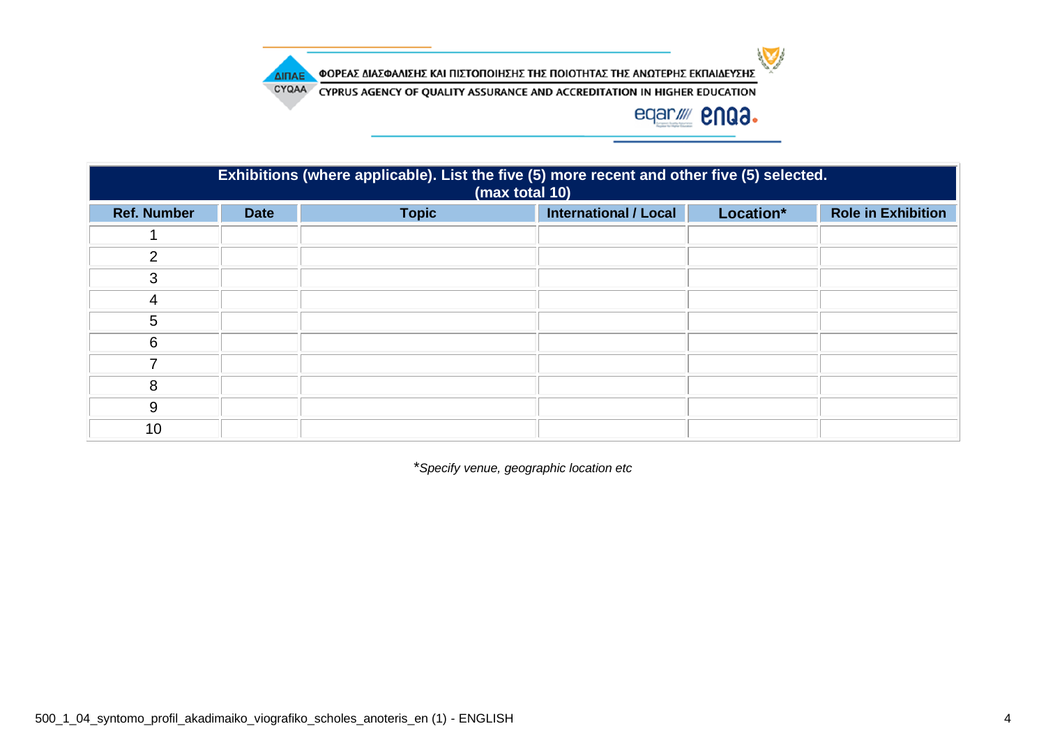| Exhibitions (where applicable). List the five (5) more recent and other five (5) selected. (max total 10) | | | | | |
|---|---|---|---|---|---|
| **Ref. Number** | **Date** | **Topic** | **International / Local** | **Location*** | **Role in Exhibition** |
| 1 | | | | | |
| 2 | | | | | |
| 3 | | | | | |
| 4 | | | | | |
| 5 | | | | | |
| 6 | | | | | |
| 7 | | | | | |
| 8 | | | | | |
| 9 | | | | | |
| 10 | | | | | |

**Specify venue, geographic location etc*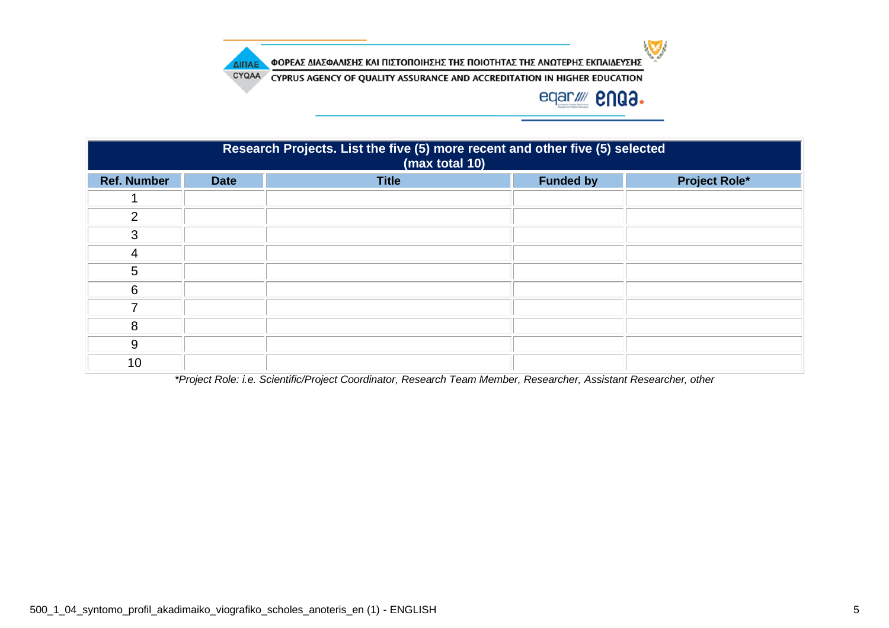| Research Projects. List the five (5) more recent and other five (5) selected (max total 10) | | | | |
|---|---|---|---|---|
| **Ref. Number** | **Date** | **Title** | **Funded by** | **Project Role*** |
| 1 | | | | |
| 2 | | | | |
| 3 | | | | |
| 4 | | | | |
| 5 | | | | |
| 6 | | | | |
| 7 | | | | |
| 8 | | | | |
| 9 | | | | |
| 10 | | | | |

**Project Role: i.e. Scientific/Project Coordinator, Research Team Member, Researcher, Assistant Researcher, other*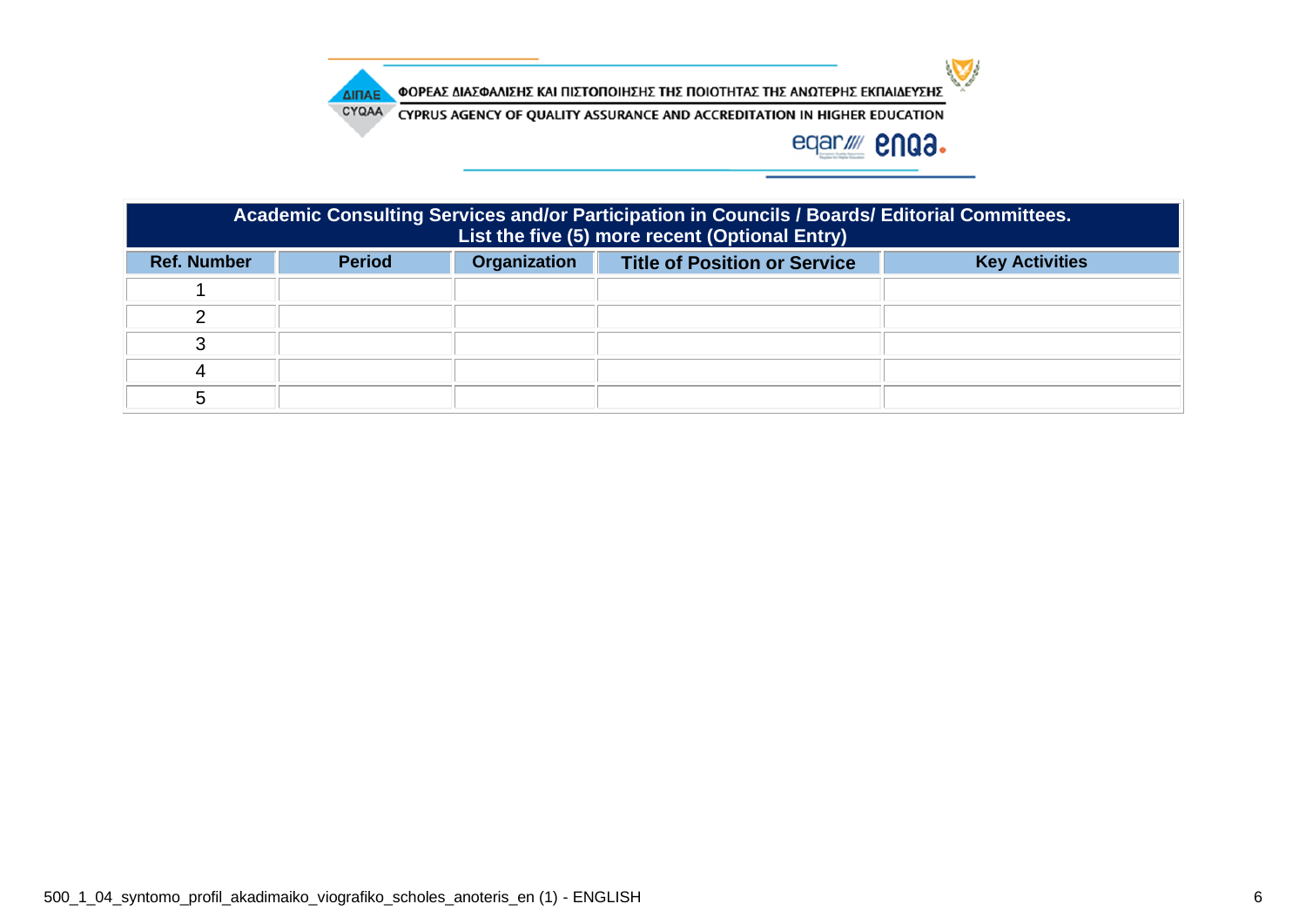| Academic Consulting Services and/or Participation in Councils / Boards/ Editorial Committees. List the five (5) more recent (Optional Entry) | | | | |
|---|---|---|---|---|
| **Ref. Number** | **Period** | **Organization** | **Title of Position or Service** | **Key Activities** |
| 1 | | | | |
| 2 | | | | |
| 3 | | | | |
| 4 | | | | |
| 5 | | | | |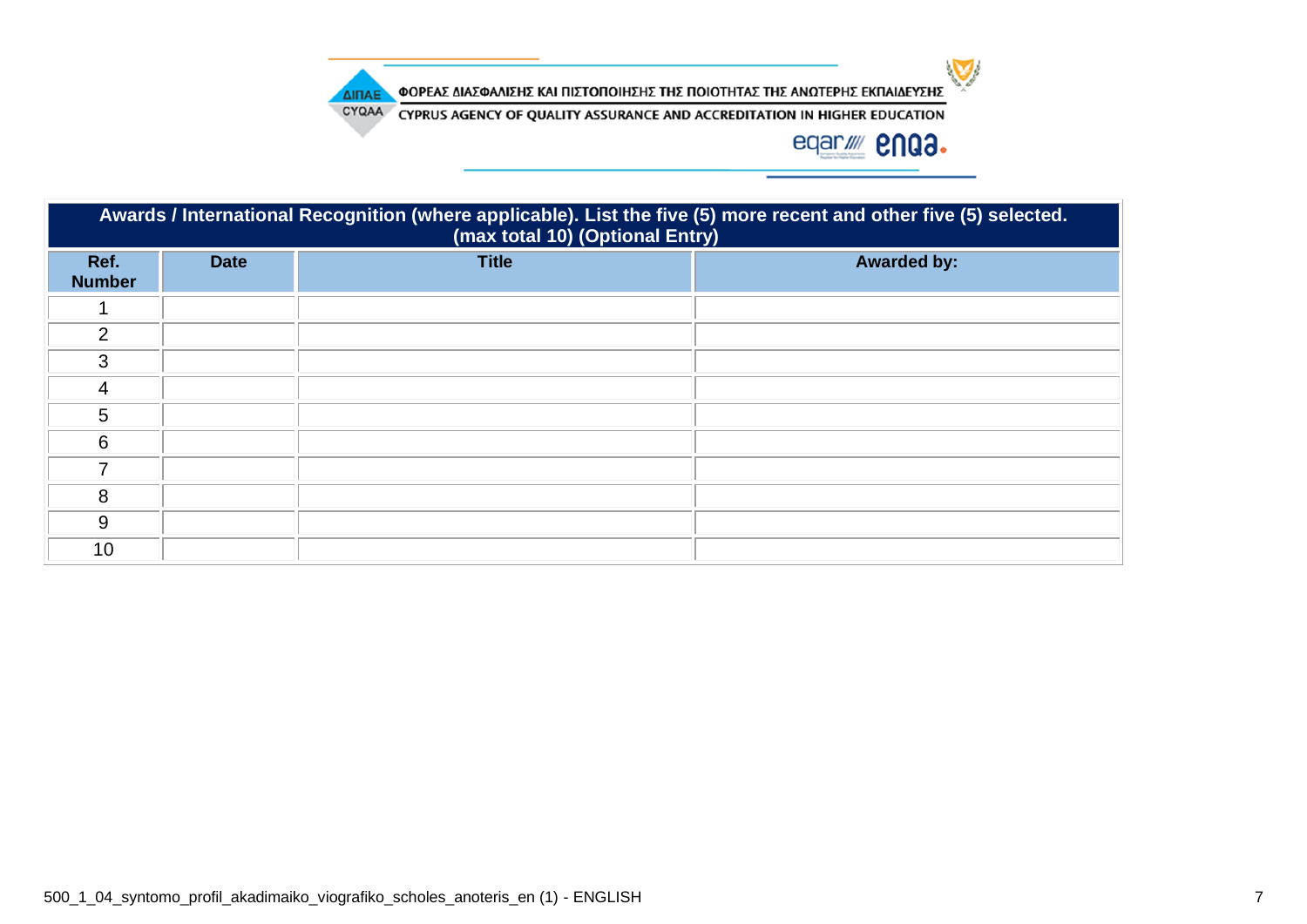| Awards / International Recognition (where applicable). List the five (5) more recent and other five (5) selected. (max total 10) (Optional Entry) | | | |
|---|---|---|---|
| Ref. Number | Date | Title | Awarded by: |
| 1 | | | |
| 2 | | | |
| 3 | | | |
| 4 | | | |
| 5 | | | |
| 6 | | | |
| 7 | | | |
| 8 | | | |
| 9 | | | |
| 10 | | | |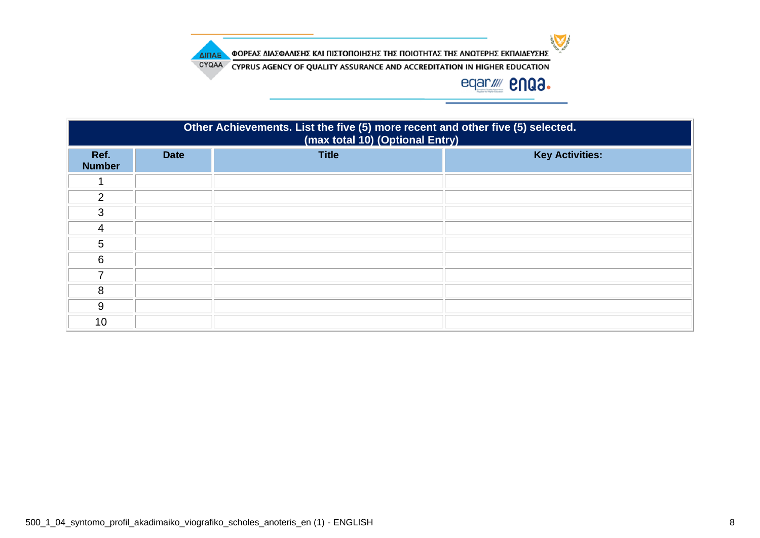| Other Achievements. List the five (5) more recent and other five (5) selected. (max total 10) (Optional Entry) | | | |
|---|---|---|---|
| **Ref. Number** | **Date** | **Title** | **Key Activities:** |
| 1 | | | |
| 2 | | | |
| 3 | | | |
| 4 | | | |
| 5 | | | |
| 6 | | | |
| 7 | | | |
| 8 | | | |
| 9 | | | |
| 10 | | | |